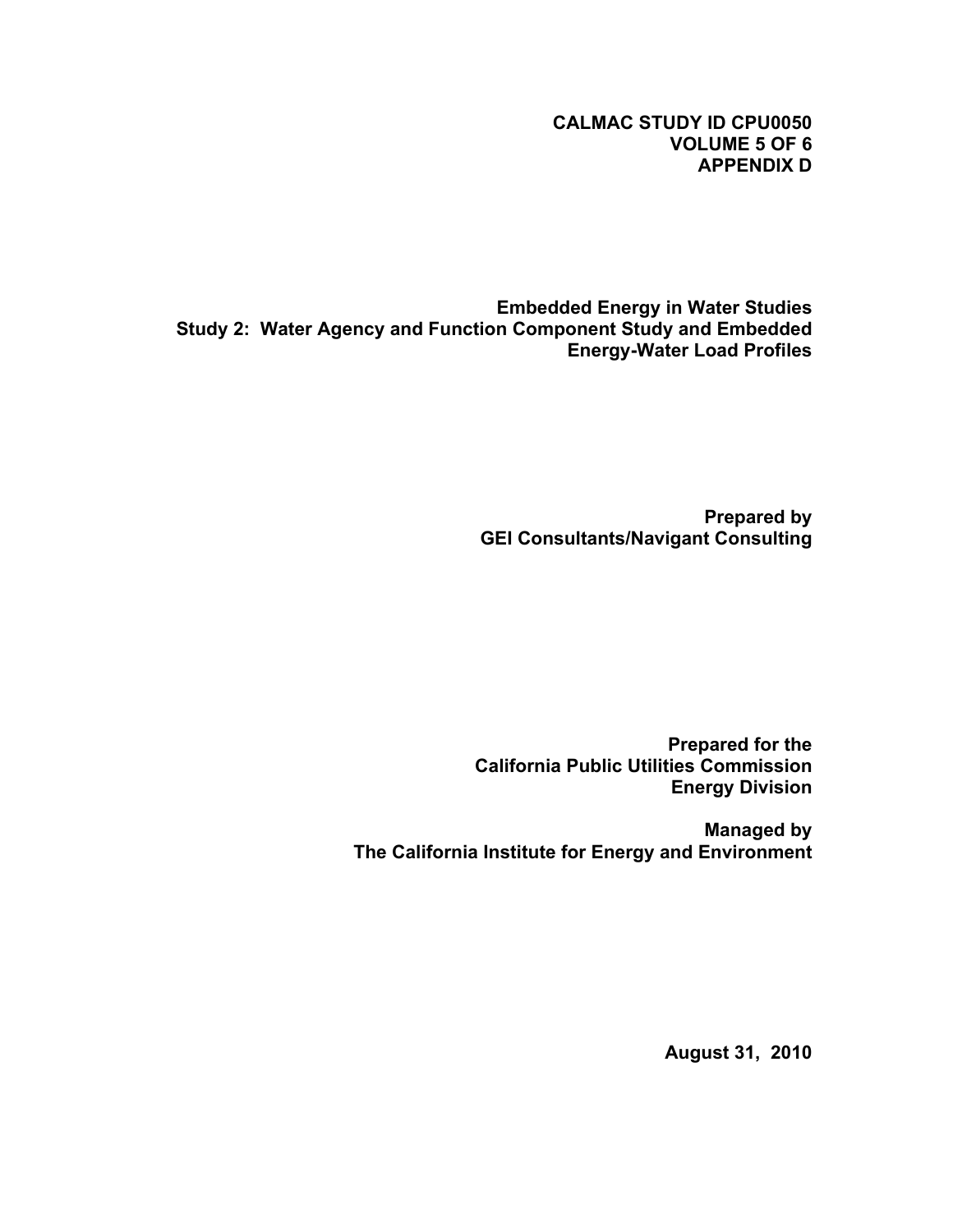**CALMAC STUDY ID CPU0050**
**VOLUME 5 OF 6**
**APPENDIX D**

# Embedded Energy in Water Studies
# Study 2: Water Agency and Function Component Study and Embedded Energy-Water Load Profiles

**Prepared by**
**GEI Consultants/Navigant Consulting**

**Prepared for the**
**California Public Utilities Commission**
**Energy Division**

**Managed by**
**The California Institute for Energy and Environment**

**August 31, 2010**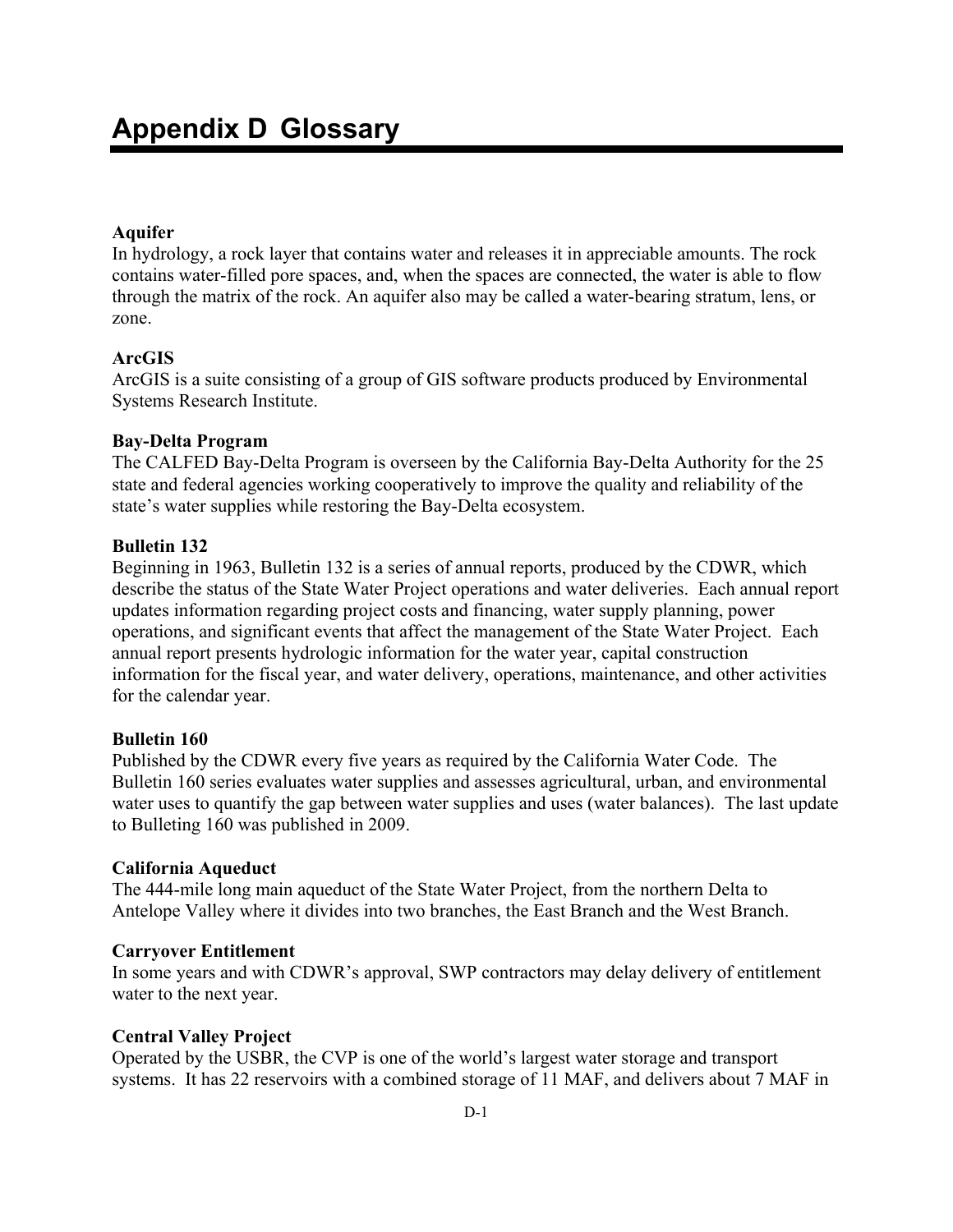# Appendix D Glossary

**Aquifer**
In hydrology, a rock layer that contains water and releases it in appreciable amounts. The rock contains water-filled pore spaces, and, when the spaces are connected, the water is able to flow through the matrix of the rock. An aquifer also may be called a water-bearing stratum, lens, or zone.

**ArcGIS**
ArcGIS is a suite consisting of a group of GIS software products produced by Environmental Systems Research Institute.

**Bay-Delta Program**
The CALFED Bay-Delta Program is overseen by the California Bay-Delta Authority for the 25 state and federal agencies working cooperatively to improve the quality and reliability of the state's water supplies while restoring the Bay-Delta ecosystem.

**Bulletin 132**
Beginning in 1963, Bulletin 132 is a series of annual reports, produced by the CDWR, which describe the status of the State Water Project operations and water deliveries. Each annual report updates information regarding project costs and financing, water supply planning, power operations, and significant events that affect the management of the State Water Project. Each annual report presents hydrologic information for the water year, capital construction information for the fiscal year, and water delivery, operations, maintenance, and other activities for the calendar year.

**Bulletin 160**
Published by the CDWR every five years as required by the California Water Code. The Bulletin 160 series evaluates water supplies and assesses agricultural, urban, and environmental water uses to quantify the gap between water supplies and uses (water balances). The last update to Bulleting 160 was published in 2009.

**California Aqueduct**
The 444-mile long main aqueduct of the State Water Project, from the northern Delta to Antelope Valley where it divides into two branches, the East Branch and the West Branch.

**Carryover Entitlement**
In some years and with CDWR's approval, SWP contractors may delay delivery of entitlement water to the next year.

**Central Valley Project**
Operated by the USBR, the CVP is one of the world's largest water storage and transport systems. It has 22 reservoirs with a combined storage of 11 MAF, and delivers about 7 MAF in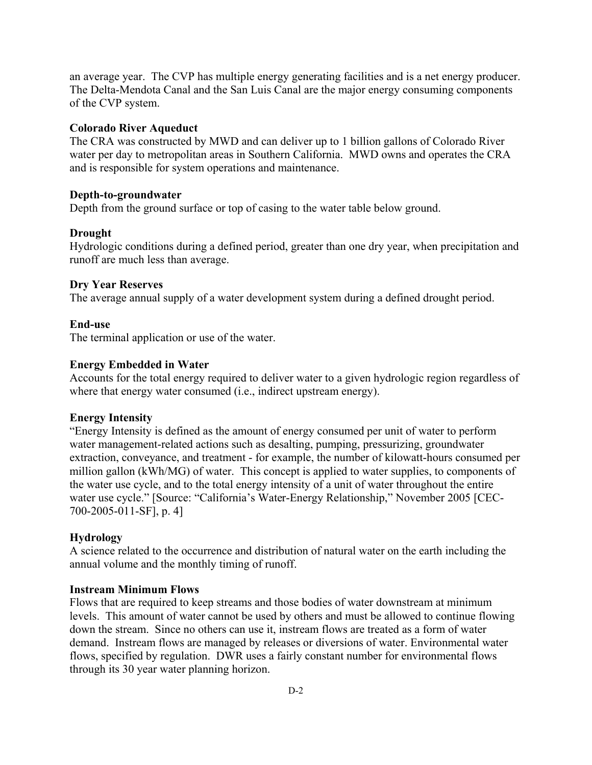an average year. The CVP has multiple energy generating facilities and is a net energy producer. The Delta-Mendota Canal and the San Luis Canal are the major energy consuming components of the CVP system.

**Colorado River Aqueduct**
The CRA was constructed by MWD and can deliver up to 1 billion gallons of Colorado River water per day to metropolitan areas in Southern California. MWD owns and operates the CRA and is responsible for system operations and maintenance.

**Depth-to-groundwater**
Depth from the ground surface or top of casing to the water table below ground.

**Drought**
Hydrologic conditions during a defined period, greater than one dry year, when precipitation and runoff are much less than average.

**Dry Year Reserves**
The average annual supply of a water development system during a defined drought period.

**End-use**
The terminal application or use of the water.

**Energy Embedded in Water**
Accounts for the total energy required to deliver water to a given hydrologic region regardless of where that energy water consumed (i.e., indirect upstream energy).

**Energy Intensity**
"Energy Intensity is defined as the amount of energy consumed per unit of water to perform water management-related actions such as desalting, pumping, pressurizing, groundwater extraction, conveyance, and treatment - for example, the number of kilowatt-hours consumed per million gallon (kWh/MG) of water. This concept is applied to water supplies, to components of the water use cycle, and to the total energy intensity of a unit of water throughout the entire water use cycle." [Source: "California's Water-Energy Relationship," November 2005 [CEC-700-2005-011-SF], p. 4]

**Hydrology**
A science related to the occurrence and distribution of natural water on the earth including the annual volume and the monthly timing of runoff.

**Instream Minimum Flows**
Flows that are required to keep streams and those bodies of water downstream at minimum levels. This amount of water cannot be used by others and must be allowed to continue flowing down the stream. Since no others can use it, instream flows are treated as a form of water demand. Instream flows are managed by releases or diversions of water. Environmental water flows, specified by regulation. DWR uses a fairly constant number for environmental flows through its 30 year water planning horizon.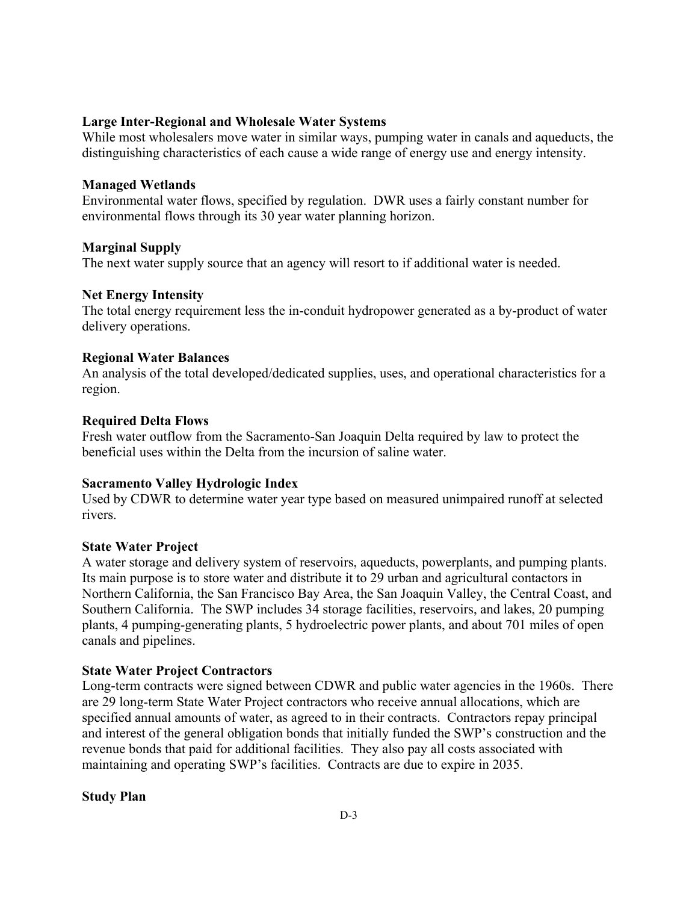**Large Inter-Regional and Wholesale Water Systems**
While most wholesalers move water in similar ways, pumping water in canals and aqueducts, the distinguishing characteristics of each cause a wide range of energy use and energy intensity.

**Managed Wetlands**
Environmental water flows, specified by regulation. DWR uses a fairly constant number for environmental flows through its 30 year water planning horizon.

**Marginal Supply**
The next water supply source that an agency will resort to if additional water is needed.

**Net Energy Intensity**
The total energy requirement less the in-conduit hydropower generated as a by-product of water delivery operations.

**Regional Water Balances**
An analysis of the total developed/dedicated supplies, uses, and operational characteristics for a region.

**Required Delta Flows**
Fresh water outflow from the Sacramento-San Joaquin Delta required by law to protect the beneficial uses within the Delta from the incursion of saline water.

**Sacramento Valley Hydrologic Index**
Used by CDWR to determine water year type based on measured unimpaired runoff at selected rivers.

**State Water Project**
A water storage and delivery system of reservoirs, aqueducts, powerplants, and pumping plants. Its main purpose is to store water and distribute it to 29 urban and agricultural contactors in Northern California, the San Francisco Bay Area, the San Joaquin Valley, the Central Coast, and Southern California. The SWP includes 34 storage facilities, reservoirs, and lakes, 20 pumping plants, 4 pumping-generating plants, 5 hydroelectric power plants, and about 701 miles of open canals and pipelines.

**State Water Project Contractors**
Long-term contracts were signed between CDWR and public water agencies in the 1960s. There are 29 long-term State Water Project contractors who receive annual allocations, which are specified annual amounts of water, as agreed to in their contracts. Contractors repay principal and interest of the general obligation bonds that initially funded the SWP's construction and the revenue bonds that paid for additional facilities. They also pay all costs associated with maintaining and operating SWP's facilities. Contracts are due to expire in 2035.

**Study Plan**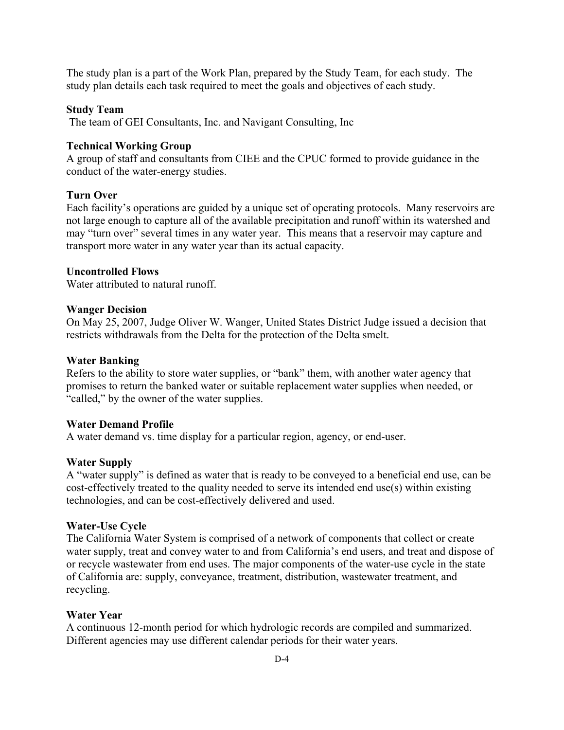The study plan is a part of the Work Plan, prepared by the Study Team, for each study. The study plan details each task required to meet the goals and objectives of each study.

**Study Team**

The team of GEI Consultants, Inc. and Navigant Consulting, Inc

**Technical Working Group**

A group of staff and consultants from CIEE and the CPUC formed to provide guidance in the conduct of the water-energy studies.

**Turn Over**

Each facility's operations are guided by a unique set of operating protocols. Many reservoirs are not large enough to capture all of the available precipitation and runoff within its watershed and may "turn over" several times in any water year. This means that a reservoir may capture and transport more water in any water year than its actual capacity.

**Uncontrolled Flows**

Water attributed to natural runoff.

**Wanger Decision**

On May 25, 2007, Judge Oliver W. Wanger, United States District Judge issued a decision that restricts withdrawals from the Delta for the protection of the Delta smelt.

**Water Banking**

Refers to the ability to store water supplies, or "bank" them, with another water agency that promises to return the banked water or suitable replacement water supplies when needed, or "called," by the owner of the water supplies.

**Water Demand Profile**

A water demand vs. time display for a particular region, agency, or end-user.

**Water Supply**

A "water supply" is defined as water that is ready to be conveyed to a beneficial end use, can be cost-effectively treated to the quality needed to serve its intended end use(s) within existing technologies, and can be cost-effectively delivered and used.

**Water-Use Cycle**

The California Water System is comprised of a network of components that collect or create water supply, treat and convey water to and from California's end users, and treat and dispose of or recycle wastewater from end uses. The major components of the water-use cycle in the state of California are: supply, conveyance, treatment, distribution, wastewater treatment, and recycling.

**Water Year**

A continuous 12-month period for which hydrologic records are compiled and summarized. Different agencies may use different calendar periods for their water years.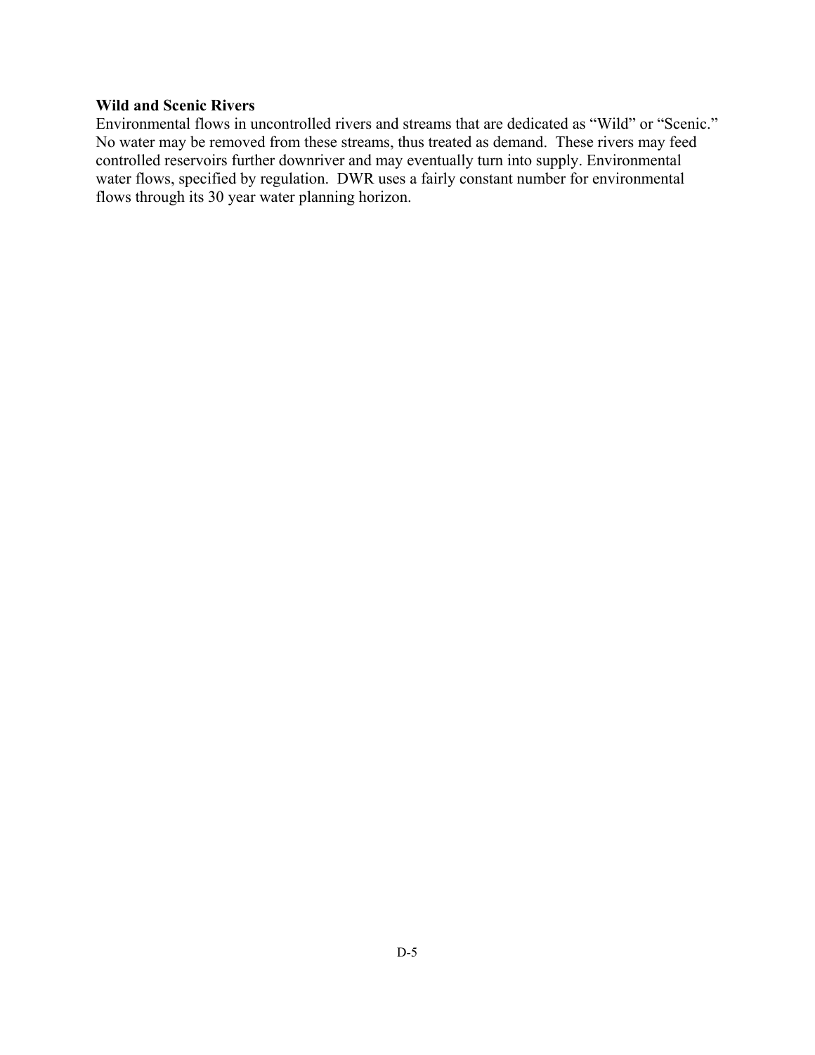**Wild and Scenic Rivers**

Environmental flows in uncontrolled rivers and streams that are dedicated as "Wild" or "Scenic." No water may be removed from these streams, thus treated as demand. These rivers may feed controlled reservoirs further downriver and may eventually turn into supply. Environmental water flows, specified by regulation. DWR uses a fairly constant number for environmental flows through its 30 year water planning horizon.